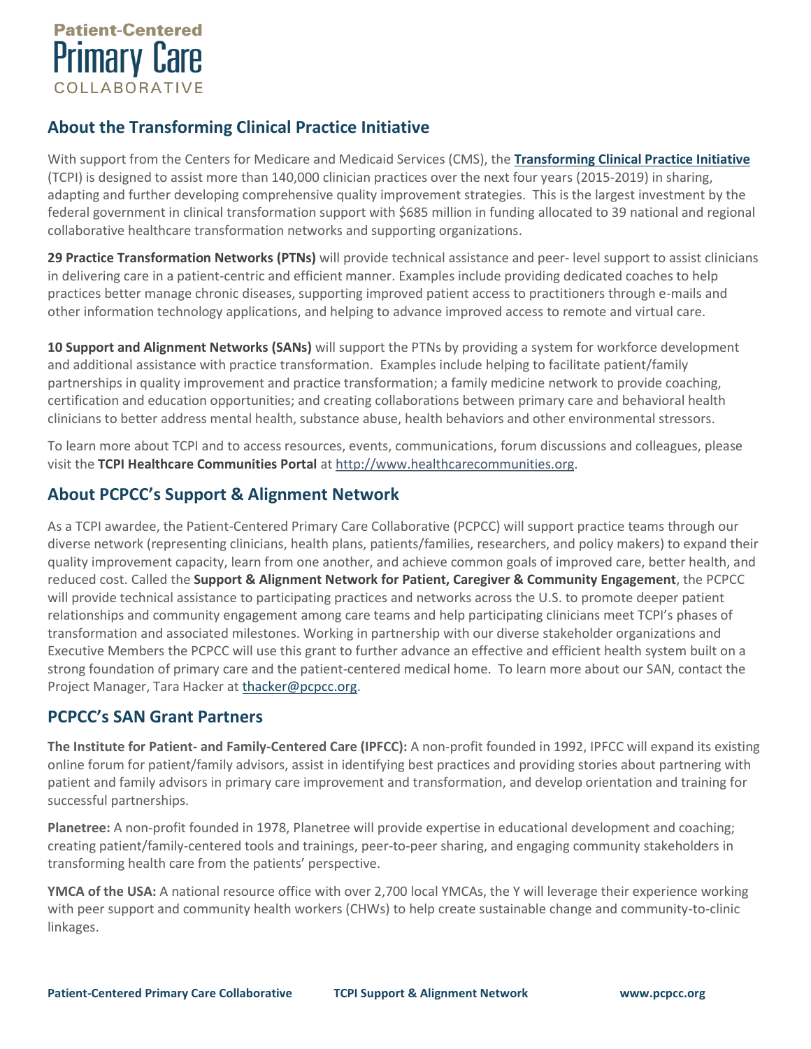**Patient-Centered**
**Primary Care**
**COLLABORATIVE**

## About the Transforming Clinical Practice Initiative

With support from the Centers for Medicare and Medicaid Services (CMS), the **Transforming Clinical Practice Initiative** (TCPI) is designed to assist more than 140,000 clinician practices over the next four years (2015-2019) in sharing, adapting and further developing comprehensive quality improvement strategies. This is the largest investment by the federal government in clinical transformation support with $685 million in funding allocated to 39 national and regional collaborative healthcare transformation networks and supporting organizations.

**29 Practice Transformation Networks (PTNs)** will provide technical assistance and peer- level support to assist clinicians in delivering care in a patient-centric and efficient manner. Examples include providing dedicated coaches to help practices better manage chronic diseases, supporting improved patient access to practitioners through e-mails and other information technology applications, and helping to advance improved access to remote and virtual care.

**10 Support and Alignment Networks (SANs)** will support the PTNs by providing a system for workforce development and additional assistance with practice transformation. Examples include helping to facilitate patient/family partnerships in quality improvement and practice transformation; a family medicine network to provide coaching, certification and education opportunities; and creating collaborations between primary care and behavioral health clinicians to better address mental health, substance abuse, health behaviors and other environmental stressors.

To learn more about TCPI and to access resources, events, communications, forum discussions and colleagues, please visit the **TCPI Healthcare Communities Portal** at http://www.healthcarecommunities.org.

## About PCPCC's Support & Alignment Network

As a TCPI awardee, the Patient-Centered Primary Care Collaborative (PCPCC) will support practice teams through our diverse network (representing clinicians, health plans, patients/families, researchers, and policy makers) to expand their quality improvement capacity, learn from one another, and achieve common goals of improved care, better health, and reduced cost. Called the **Support & Alignment Network for Patient, Caregiver & Community Engagement**, the PCPCC will provide technical assistance to participating practices and networks across the U.S. to promote deeper patient relationships and community engagement among care teams and help participating clinicians meet TCPI's phases of transformation and associated milestones. Working in partnership with our diverse stakeholder organizations and Executive Members the PCPCC will use this grant to further advance an effective and efficient health system built on a strong foundation of primary care and the patient-centered medical home. To learn more about our SAN, contact the Project Manager, Tara Hacker at thacker@pcpcc.org.

## PCPCC's SAN Grant Partners

**The Institute for Patient- and Family-Centered Care (IPFCC):** A non-profit founded in 1992, IPFCC will expand its existing online forum for patient/family advisors, assist in identifying best practices and providing stories about partnering with patient and family advisors in primary care improvement and transformation, and develop orientation and training for successful partnerships.

**Planetree:** A non-profit founded in 1978, Planetree will provide expertise in educational development and coaching; creating patient/family-centered tools and trainings, peer-to-peer sharing, and engaging community stakeholders in transforming health care from the patients' perspective.

**YMCA of the USA:** A national resource office with over 2,700 local YMCAs, the Y will leverage their experience working with peer support and community health workers (CHWs) to help create sustainable change and community-to-clinic linkages.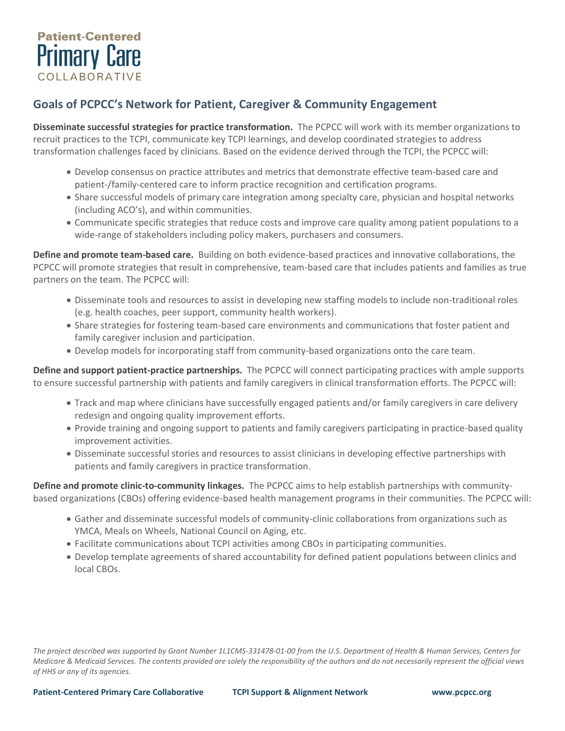Patient-Centered
Primary Care
COLLABORATIVE

## Goals of PCPCC's Network for Patient, Caregiver & Community Engagement

**Disseminate successful strategies for practice transformation.** The PCPCC will work with its member organizations to recruit practices to the TCPI, communicate key TCPI learnings, and develop coordinated strategies to address transformation challenges faced by clinicians. Based on the evidence derived through the TCPI, the PCPCC will:

- Develop consensus on practice attributes and metrics that demonstrate effective team-based care and patient-/family-centered care to inform practice recognition and certification programs.
- Share successful models of primary care integration among specialty care, physician and hospital networks (including ACO's), and within communities.
- Communicate specific strategies that reduce costs and improve care quality among patient populations to a wide-range of stakeholders including policy makers, purchasers and consumers.

**Define and promote team-based care.** Building on both evidence-based practices and innovative collaborations, the PCPCC will promote strategies that result in comprehensive, team-based care that includes patients and families as true partners on the team. The PCPCC will:

- Disseminate tools and resources to assist in developing new staffing models to include non-traditional roles (e.g. health coaches, peer support, community health workers).
- Share strategies for fostering team-based care environments and communications that foster patient and family caregiver inclusion and participation.
- Develop models for incorporating staff from community-based organizations onto the care team.

**Define and support patient-practice partnerships.** The PCPCC will connect participating practices with ample supports to ensure successful partnership with patients and family caregivers in clinical transformation efforts. The PCPCC will:

- Track and map where clinicians have successfully engaged patients and/or family caregivers in care delivery redesign and ongoing quality improvement efforts.
- Provide training and ongoing support to patients and family caregivers participating in practice-based quality improvement activities.
- Disseminate successful stories and resources to assist clinicians in developing effective partnerships with patients and family caregivers in practice transformation.

**Define and promote clinic-to-community linkages.** The PCPCC aims to help establish partnerships with community-based organizations (CBOs) offering evidence-based health management programs in their communities. The PCPCC will:

- Gather and disseminate successful models of community-clinic collaborations from organizations such as YMCA, Meals on Wheels, National Council on Aging, etc.
- Facilitate communications about TCPI activities among CBOs in participating communities.
- Develop template agreements of shared accountability for defined patient populations between clinics and local CBOs.

*The project described was supported by Grant Number 1L1CMS-331478-01-00 from the U.S. Department of Health & Human Services, Centers for Medicare & Medicaid Services. The contents provided are solely the responsibility of the authors and do not necessarily represent the official views of HHS or any of its agencies.*